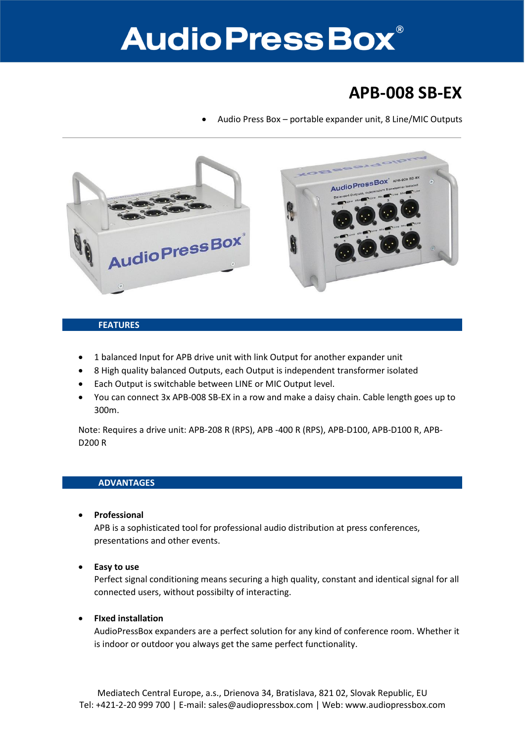# AudioPressBox®

## APB-008 SB-EX

- Audio Press Box – portable expander unit, 8 Line/MIC Outputs

### FEATURES

- 1 balanced Input for APB drive unit with link Output for another expander unit
- 8 High quality balanced Outputs, each Output is independent transformer isolated
- Each Output is switchable between LINE or MIC Output level.
- You can connect 3x APB-008 SB-EX in a row and make a daisy chain. Cable length goes up to 300m.

Note: Requires a drive unit: APB-208 R (RPS), APB -400 R (RPS), APB-D100, APB-D100 R, APB-D200 R

### ADVANTAGES

- **Professional**
  APB is a sophisticated tool for professional audio distribution at press conferences, presentations and other events.

- **Easy to use**
  Perfect signal conditioning means securing a high quality, constant and identical signal for all connected users, without possibilty of interacting.

- **FIxed installation**
  AudioPressBox expanders are a perfect solution for any kind of conference room. Whether it is indoor or outdoor you always get the same perfect functionality.

Mediatech Central Europe, a.s., Drienova 34, Bratislava, 821 02, Slovak Republic, EU
Tel: +421-2-20 999 700 | E-mail: sales@audiopressbox.com | Web: www.audiopressbox.com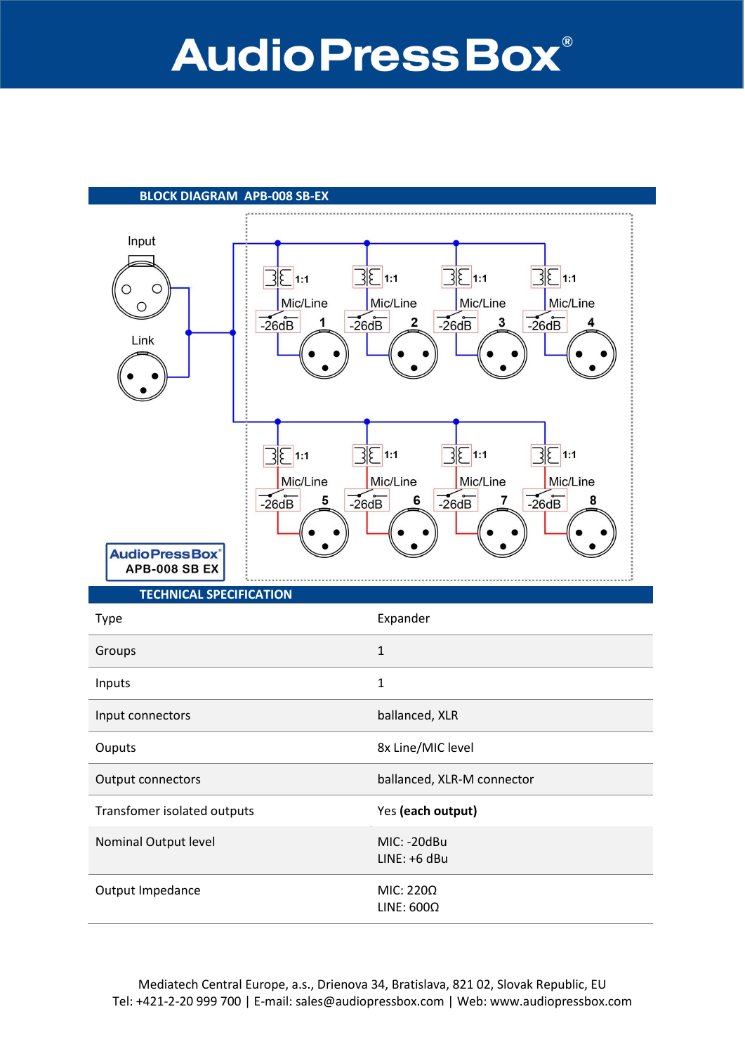## BLOCK DIAGRAM APB-008 SB-EX

Input

Link

1:1
Mic/Line
-26dB
1

1:1
Mic/Line
-26dB
2

1:1
Mic/Line
-26dB
3

1:1
Mic/Line
-26dB
4

1:1
Mic/Line
-26dB
5

1:1
Mic/Line
-26dB
6

1:1
Mic/Line
-26dB
7

1:1
Mic/Line
-26dB
8

AudioPressBox®
APB-008 SB EX

## TECHNICAL SPECIFICATION

| | |
|---|---|
| Type | Expander |
| Groups | 1 |
| Inputs | 1 |
| Input connectors | ballanced, XLR |
| Ouputs | 8x Line/MIC level |
| Output connectors | ballanced, XLR-M connector |
| Transfomer isolated outputs | Yes **(each output)** |
| Nominal Output level | MIC: -20dBu<br>LINE: +6 dBu |
| Output Impedance | MIC: 220Ω<br>LINE: 600Ω |

Mediatech Central Europe, a.s., Drienova 34, Bratislava, 821 02, Slovak Republic, EU
Tel: +421-2-20 999 700 | E-mail: sales@audiopressbox.com | Web: www.audiopressbox.com